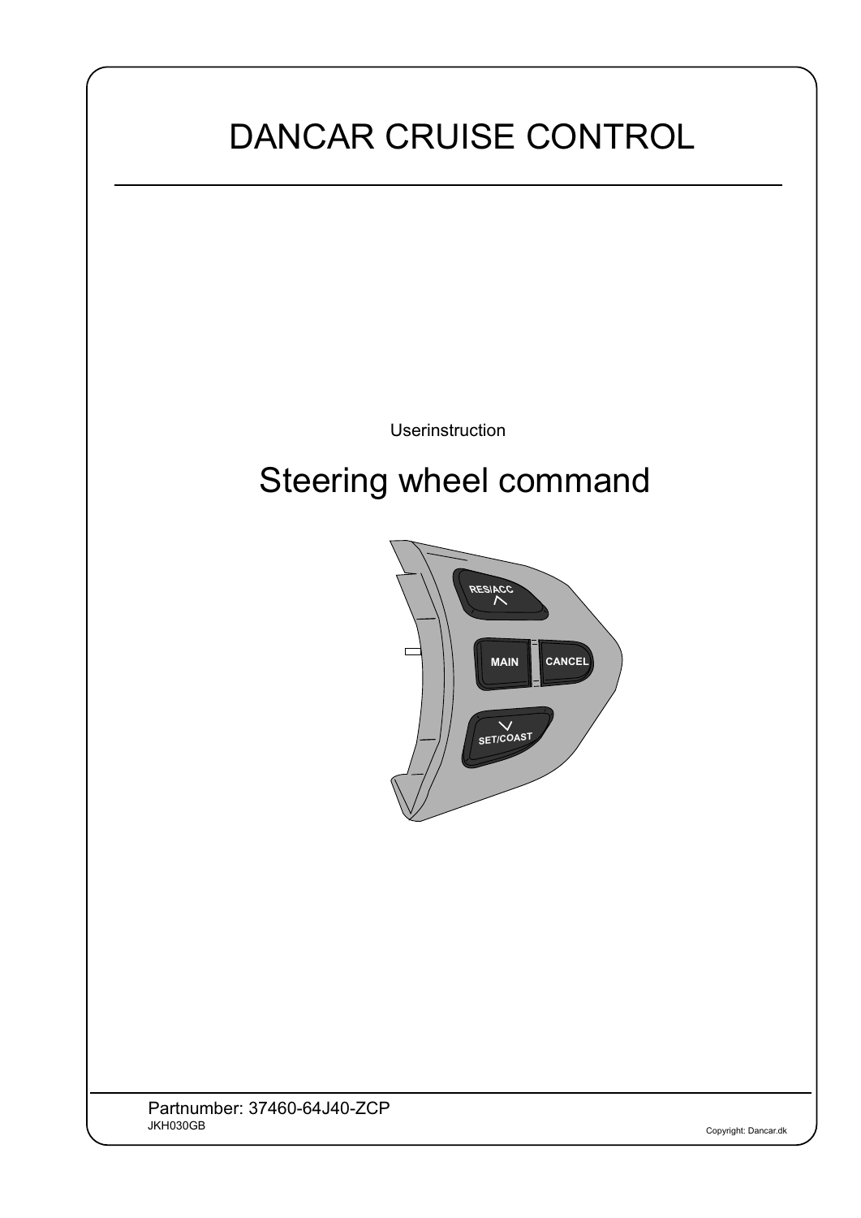# DANCAR CRUISE CONTROL

Userinstruction

## Steering wheel command

Partnumber: 37460-64J40-ZCP

JKH030GB

Copyright: Dancar.dk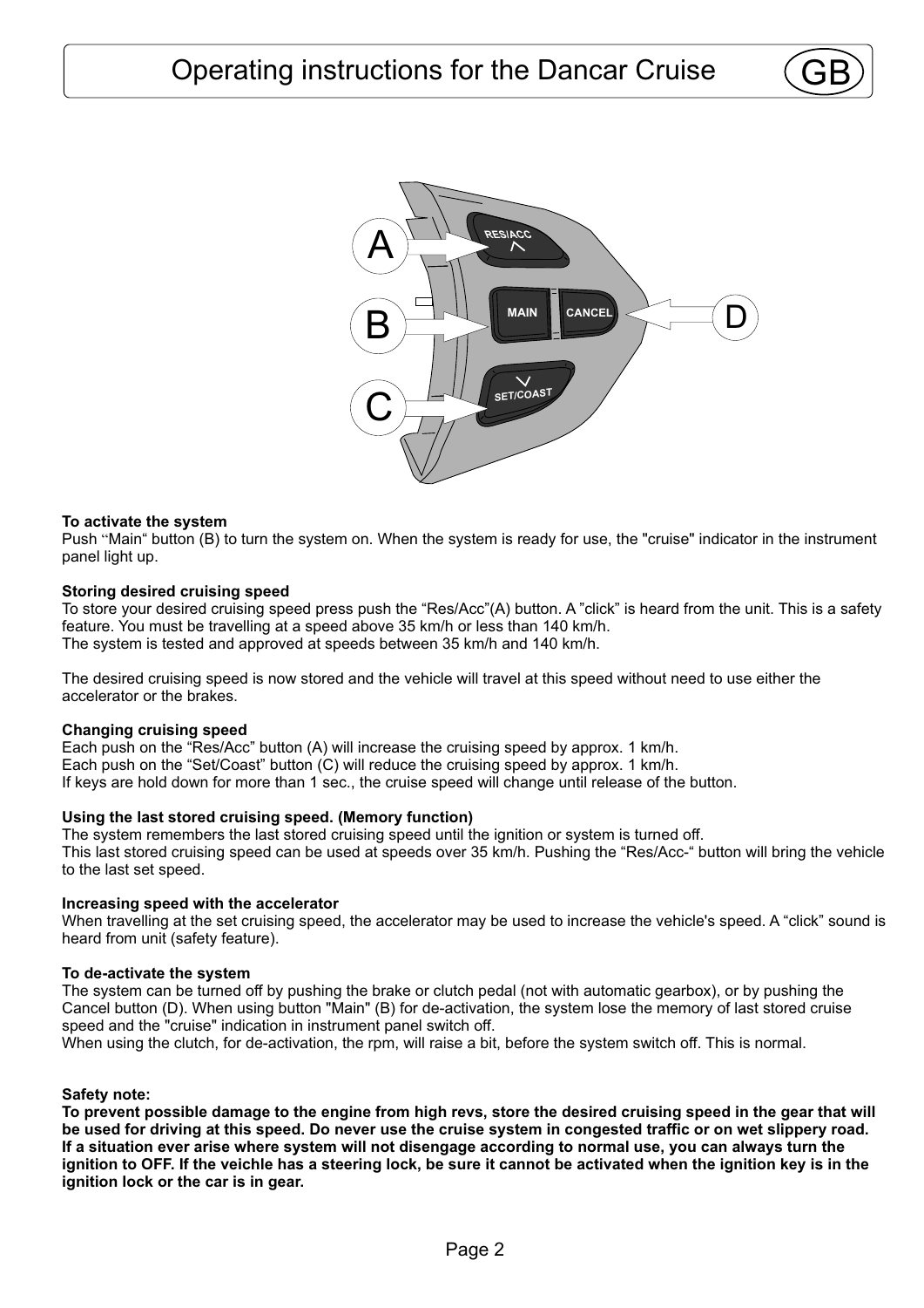# Operating instructions for the Dancar Cruise

**To activate the system**
Push "Main" button (B) to turn the system on. When the system is ready for use, the "cruise" indicator in the instrument panel light up.

**Storing desired cruising speed**
To store your desired cruising speed press push the "Res/Acc"(A) button. A "click" is heard from the unit. This is a safety feature. You must be travelling at a speed above 35 km/h or less than 140 km/h.
The system is tested and approved at speeds between 35 km/h and 140 km/h.

The desired cruising speed is now stored and the vehicle will travel at this speed without need to use either the accelerator or the brakes.

**Changing cruising speed**
Each push on the "Res/Acc" button (A) will increase the cruising speed by approx. 1 km/h.
Each push on the "Set/Coast" button (C) will reduce the cruising speed by approx. 1 km/h.
If keys are hold down for more than 1 sec., the cruise speed will change until release of the button.

**Using the last stored cruising speed. (Memory function)**
The system remembers the last stored cruising speed until the ignition or system is turned off.
This last stored cruising speed can be used at speeds over 35 km/h. Pushing the "Res/Acc-" button will bring the vehicle to the last set speed.

**Increasing speed with the accelerator**
When travelling at the set cruising speed, the accelerator may be used to increase the vehicle's speed. A "click" sound is heard from unit (safety feature).

**To de-activate the system**
The system can be turned off by pushing the brake or clutch pedal (not with automatic gearbox), or by pushing the Cancel button (D). When using button "Main" (B) for de-activation, the system lose the memory of last stored cruise speed and the "cruise" indication in instrument panel switch off.
When using the clutch, for de-activation, the rpm, will raise a bit, before the system switch off. This is normal.

**Safety note:**
**To prevent possible damage to the engine from high revs, store the desired cruising speed in the gear that will be used for driving at this speed. Do never use the cruise system in congested traffic or on wet slippery road. If a situation ever arise where system will not disengage according to normal use, you can always turn the ignition to OFF. If the veichle has a steering lock, be sure it cannot be activated when the ignition key is in the ignition lock or the car is in gear.**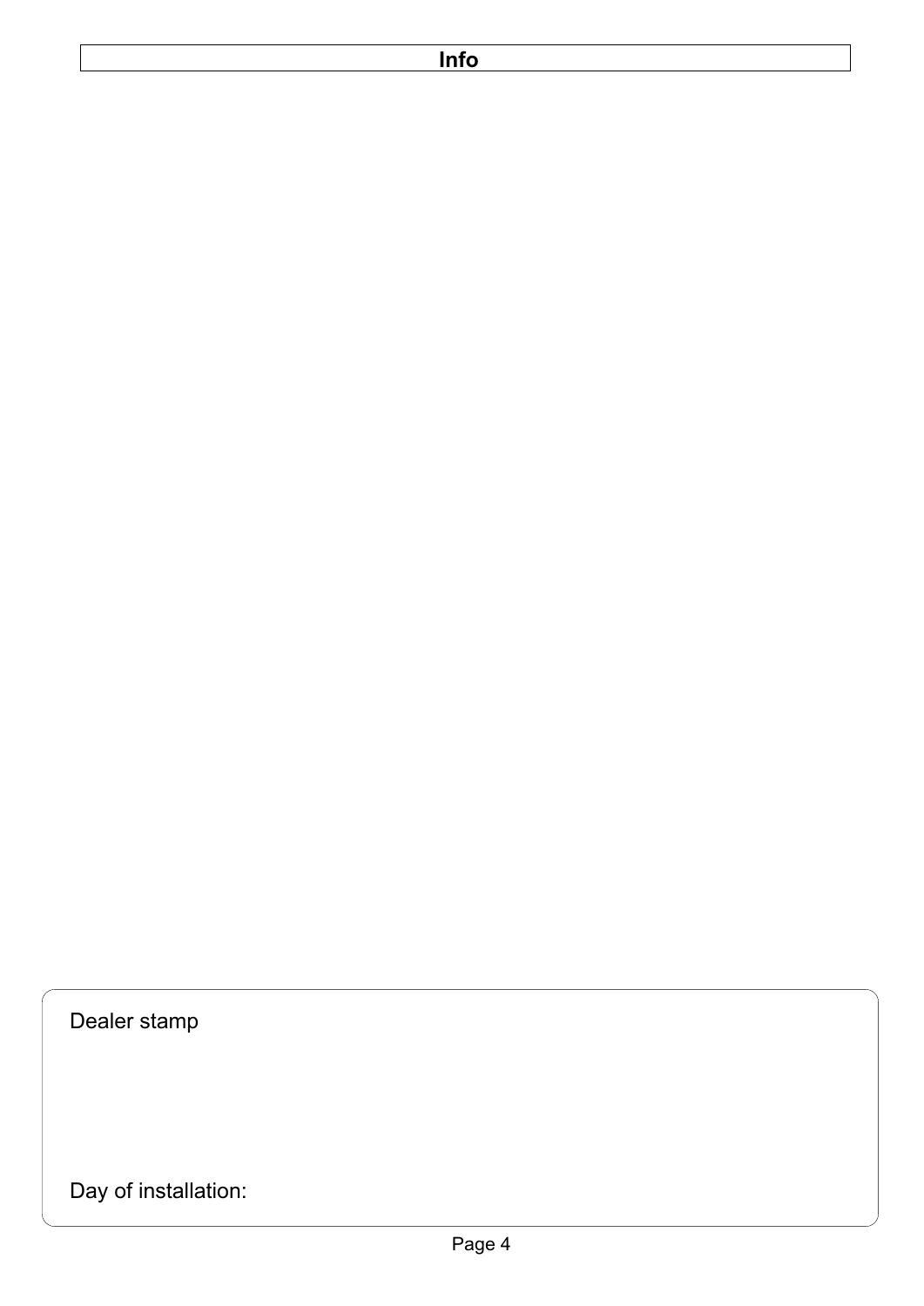# Info

Dealer stamp

Day of installation: